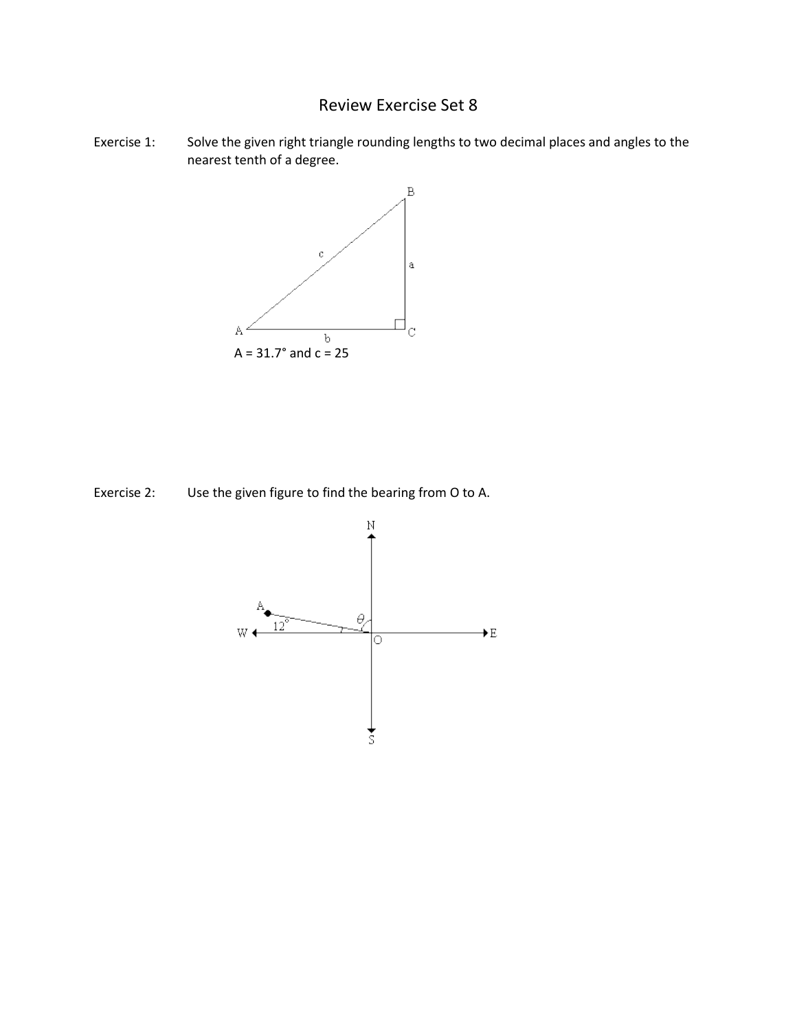# Review Exercise Set 8

Exercise 1: Solve the given right triangle rounding lengths to two decimal places and angles to the nearest tenth of a degree.

A = 31.7° and c = 25

Exercise 2: Use the given figure to find the bearing from O to A.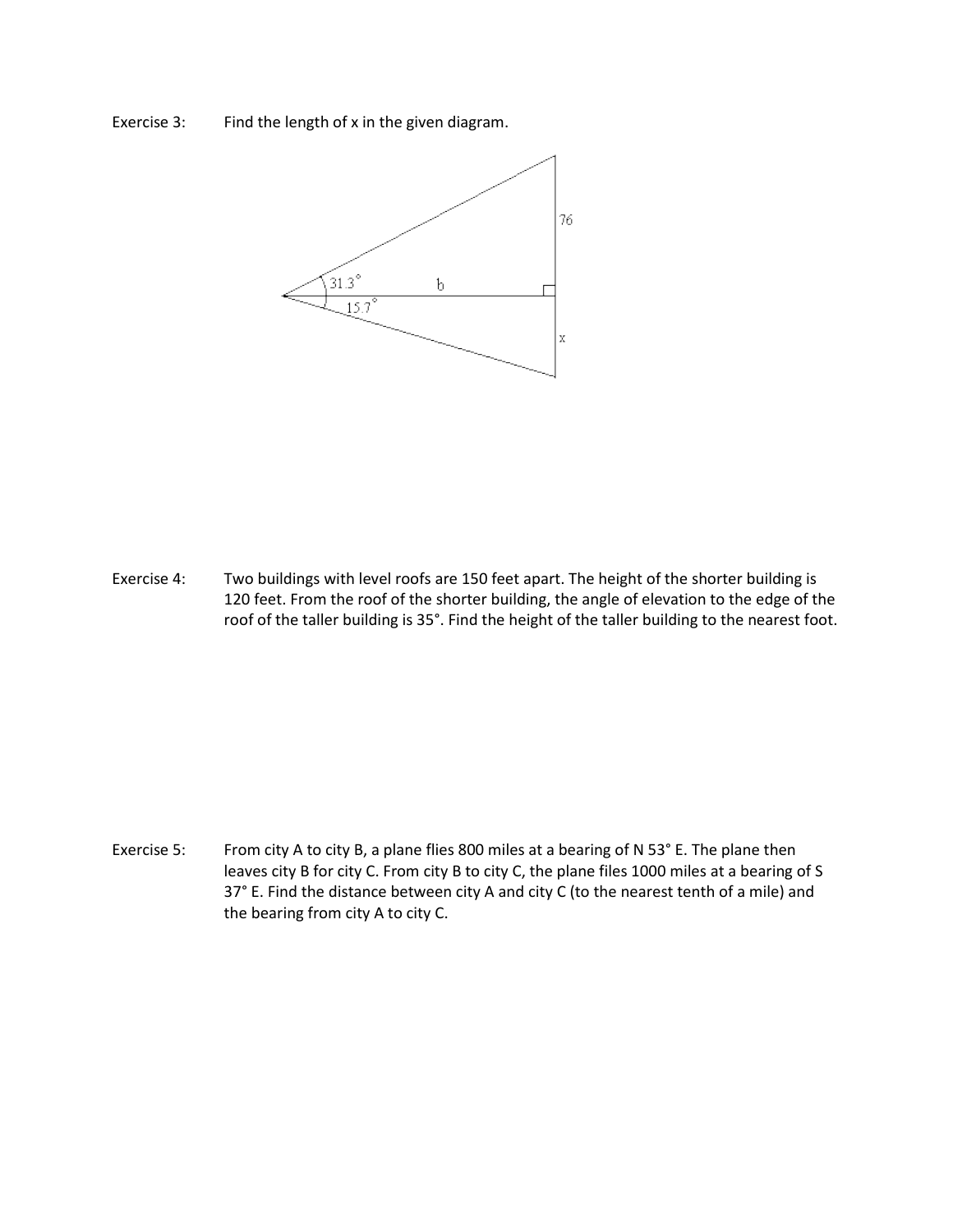Exercise 3: Find the length of x in the given diagram.

Exercise 4: Two buildings with level roofs are 150 feet apart. The height of the shorter building is 120 feet. From the roof of the shorter building, the angle of elevation to the edge of the roof of the taller building is 35°. Find the height of the taller building to the nearest foot.

Exercise 5: From city A to city B, a plane flies 800 miles at a bearing of N 53° E. The plane then leaves city B for city C. From city B to city C, the plane files 1000 miles at a bearing of S 37° E. Find the distance between city A and city C (to the nearest tenth of a mile) and the bearing from city A to city C.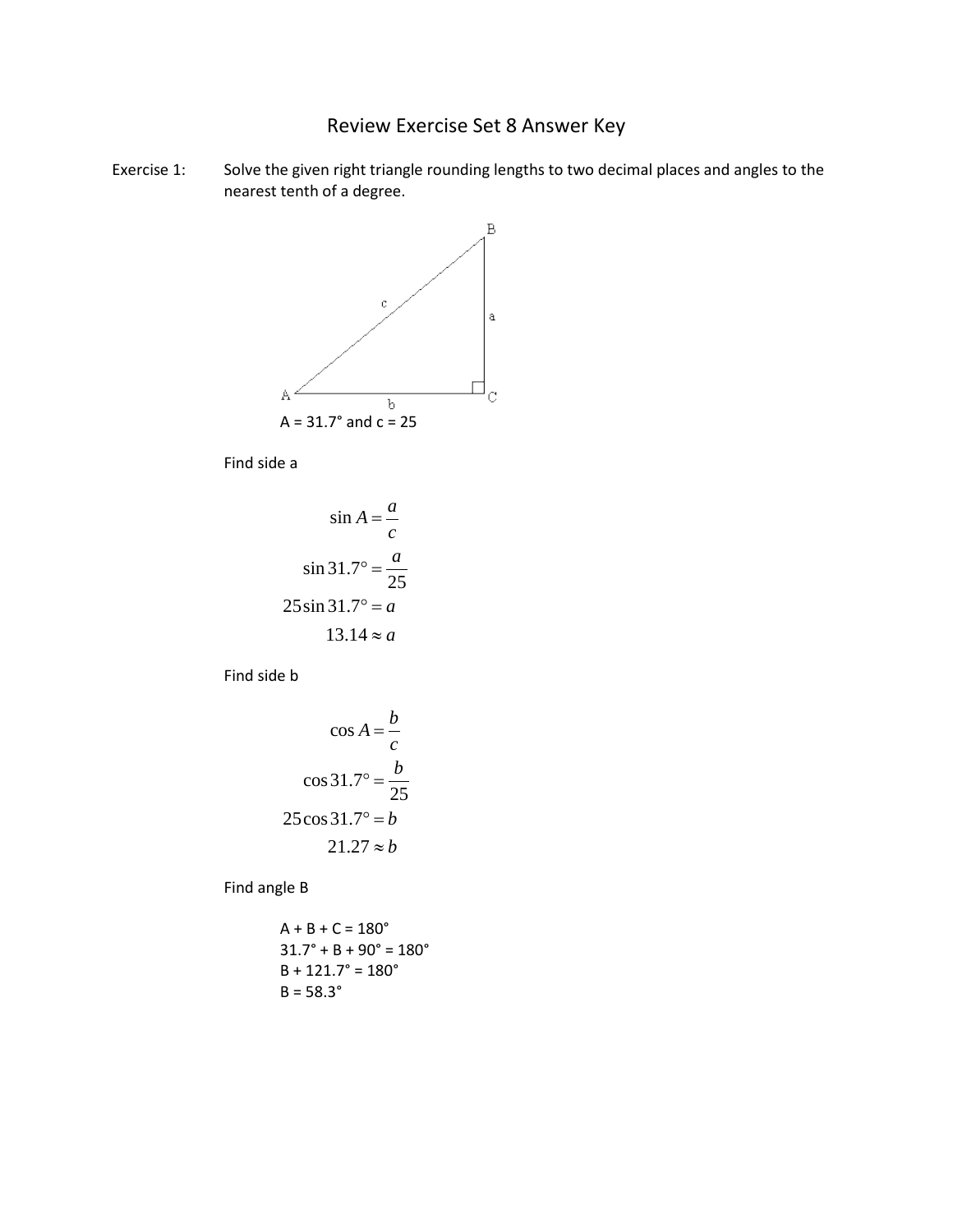# Review Exercise Set 8 Answer Key

Exercise 1: Solve the given right triangle rounding lengths to two decimal places and angles to the nearest tenth of a degree.

A = 31.7° and c = 25

Find side a

$$\sin A = \frac{a}{c}$$

$$\sin 31.7° = \frac{a}{25}$$

$$25\sin 31.7° = a$$

$$13.14 \approx a$$

Find side b

$$\cos A = \frac{b}{c}$$

$$\cos 31.7° = \frac{b}{25}$$

$$25\cos 31.7° = b$$

$$21.27 \approx b$$

Find angle B

A + B + C = 180°
31.7° + B + 90° = 180°
B + 121.7° = 180°
B = 58.3°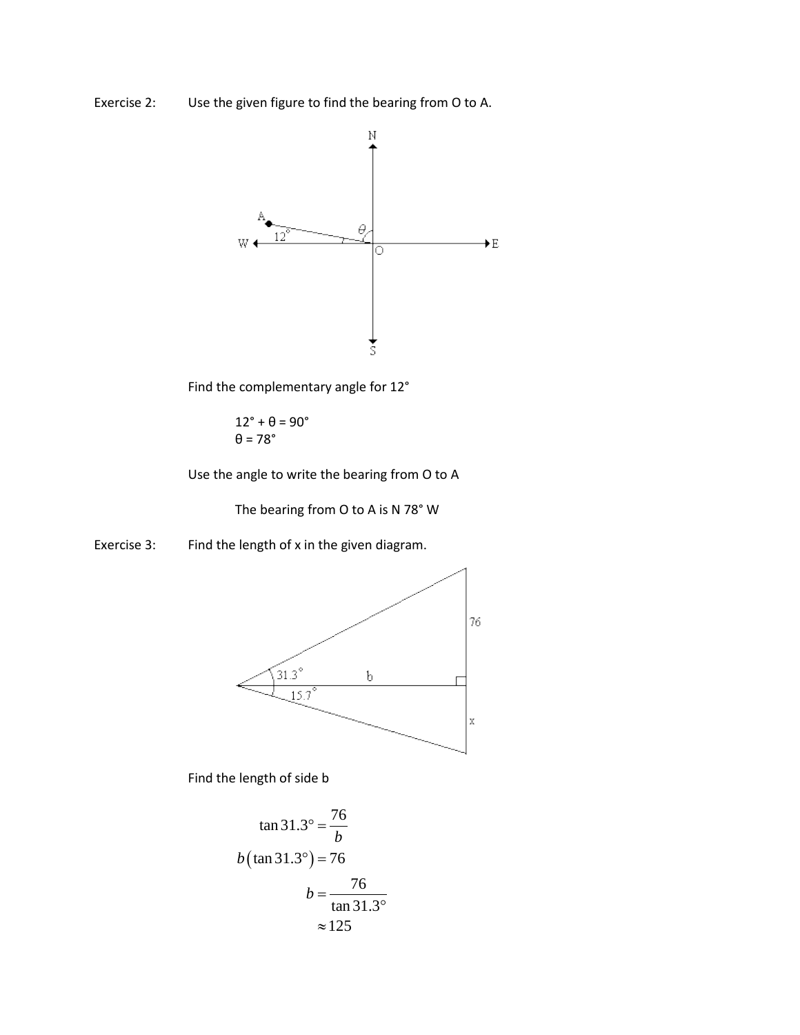Exercise 2: Use the given figure to find the bearing from O to A.

Find the complementary angle for 12°

12° + θ = 90°
θ = 78°

Use the angle to write the bearing from O to A

The bearing from O to A is N 78° W

Exercise 3: Find the length of x in the given diagram.

Find the length of side b

$$
\begin{aligned}
\tan 31.3^\circ &= \frac{76}{b} \\
b\left(\tan 31.3^\circ\right) &= 76 \\
b &= \frac{76}{\tan 31.3^\circ} \\
&\approx 125
\end{aligned}
$$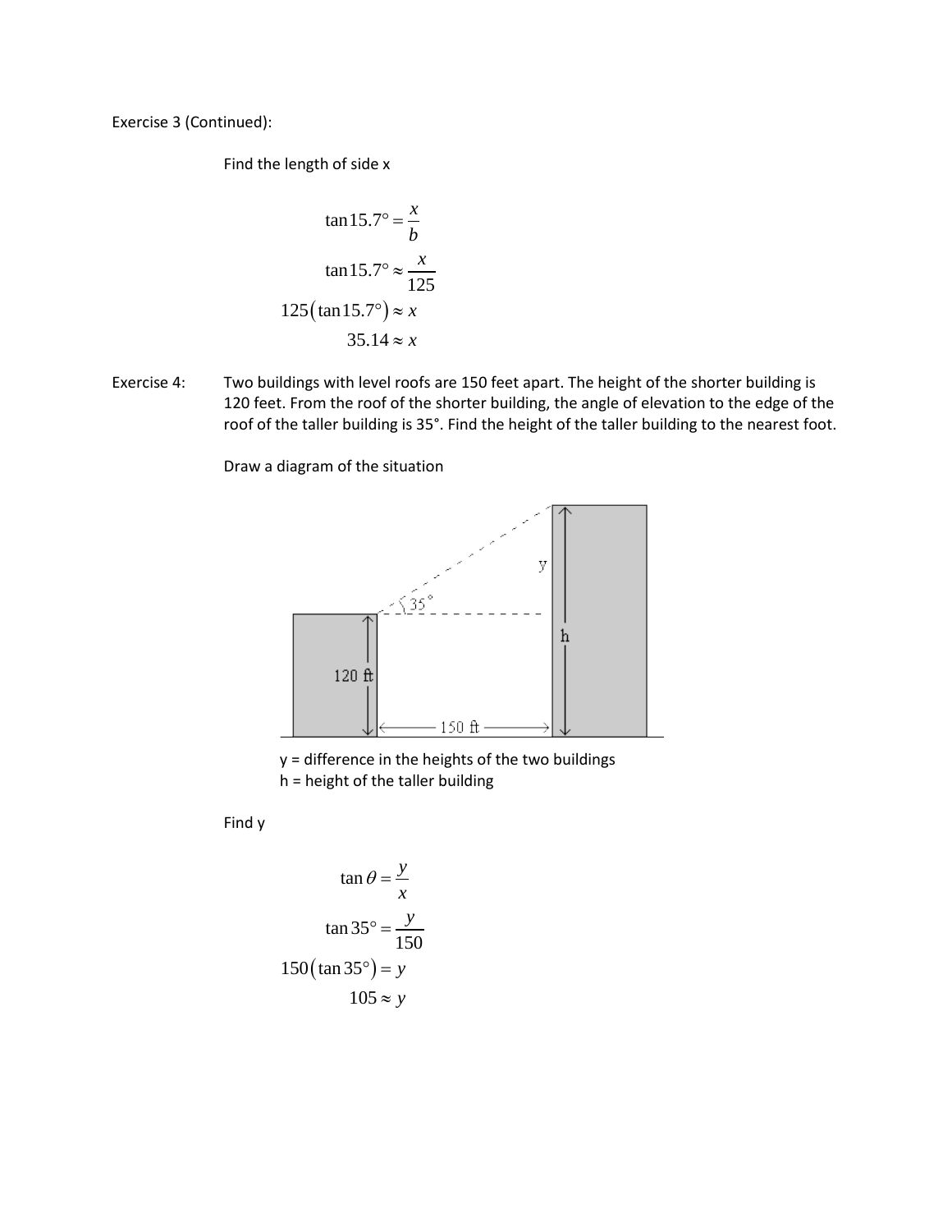Exercise 3 (Continued):

Find the length of side x

$$\tan 15.7° = \frac{x}{b}$$

$$\tan 15.7° \approx \frac{x}{125}$$

$$125(\tan 15.7°) \approx x$$

$$35.14 \approx x$$

Exercise 4: Two buildings with level roofs are 150 feet apart. The height of the shorter building is 120 feet. From the roof of the shorter building, the angle of elevation to the edge of the roof of the taller building is 35°. Find the height of the taller building to the nearest foot.

Draw a diagram of the situation

y = difference in the heights of the two buildings
h = height of the taller building

Find y

$$\tan \theta = \frac{y}{x}$$

$$\tan 35° = \frac{y}{150}$$

$$150(\tan 35°) = y$$

$$105 \approx y$$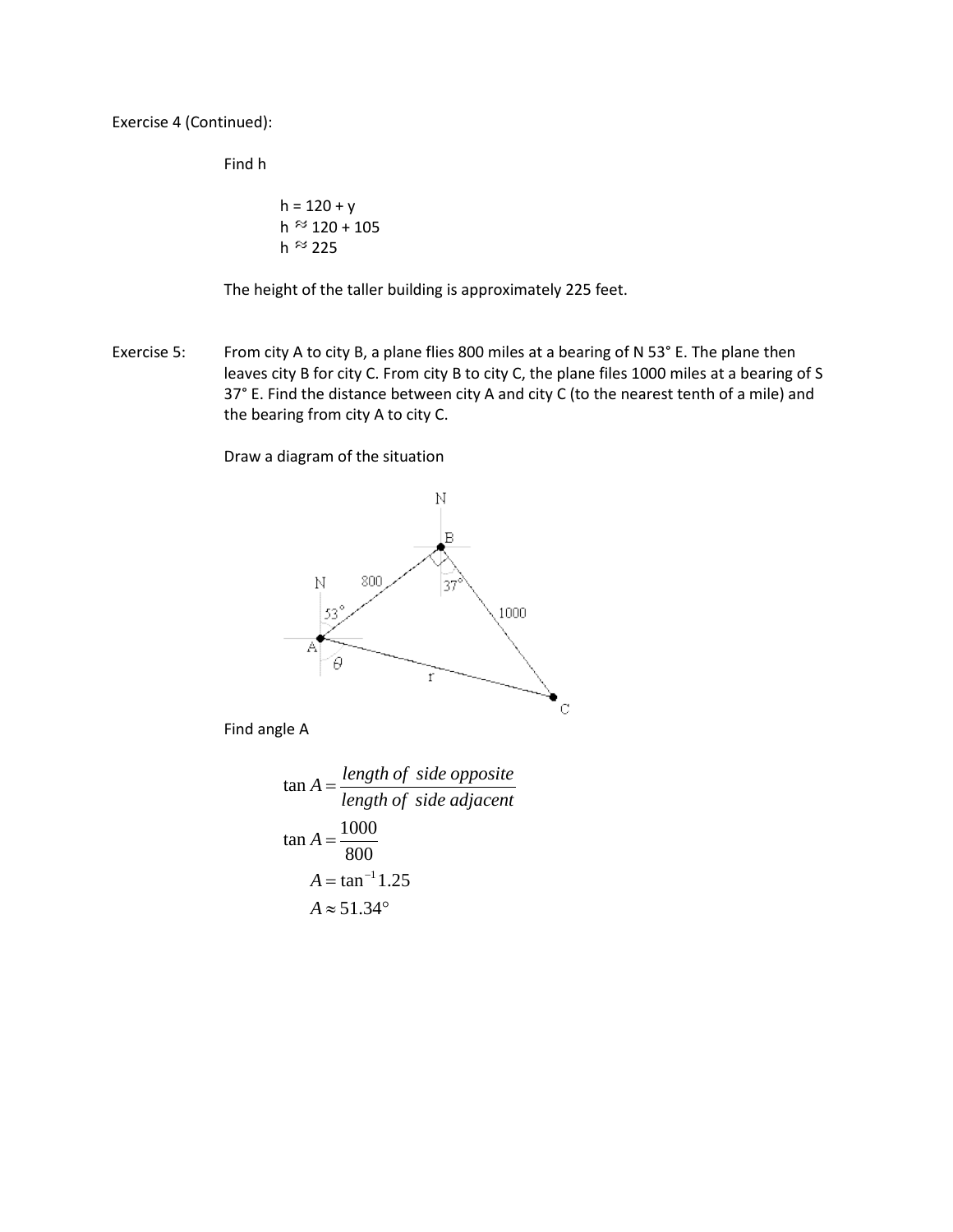Exercise 4 (Continued):

Find h

h = 120 + y
h ≈ 120 + 105
h ≈ 225

The height of the taller building is approximately 225 feet.

Exercise 5: From city A to city B, a plane flies 800 miles at a bearing of N 53° E. The plane then leaves city B for city C. From city B to city C, the plane files 1000 miles at a bearing of S 37° E. Find the distance between city A and city C (to the nearest tenth of a mile) and the bearing from city A to city C.

Draw a diagram of the situation

Find angle A

$$\tan A = \frac{\textit{length of side opposite}}{\textit{length of side adjacent}}$$

$$\tan A = \frac{1000}{800}$$

$$A = \tan^{-1} 1.25$$

$$A \approx 51.34°$$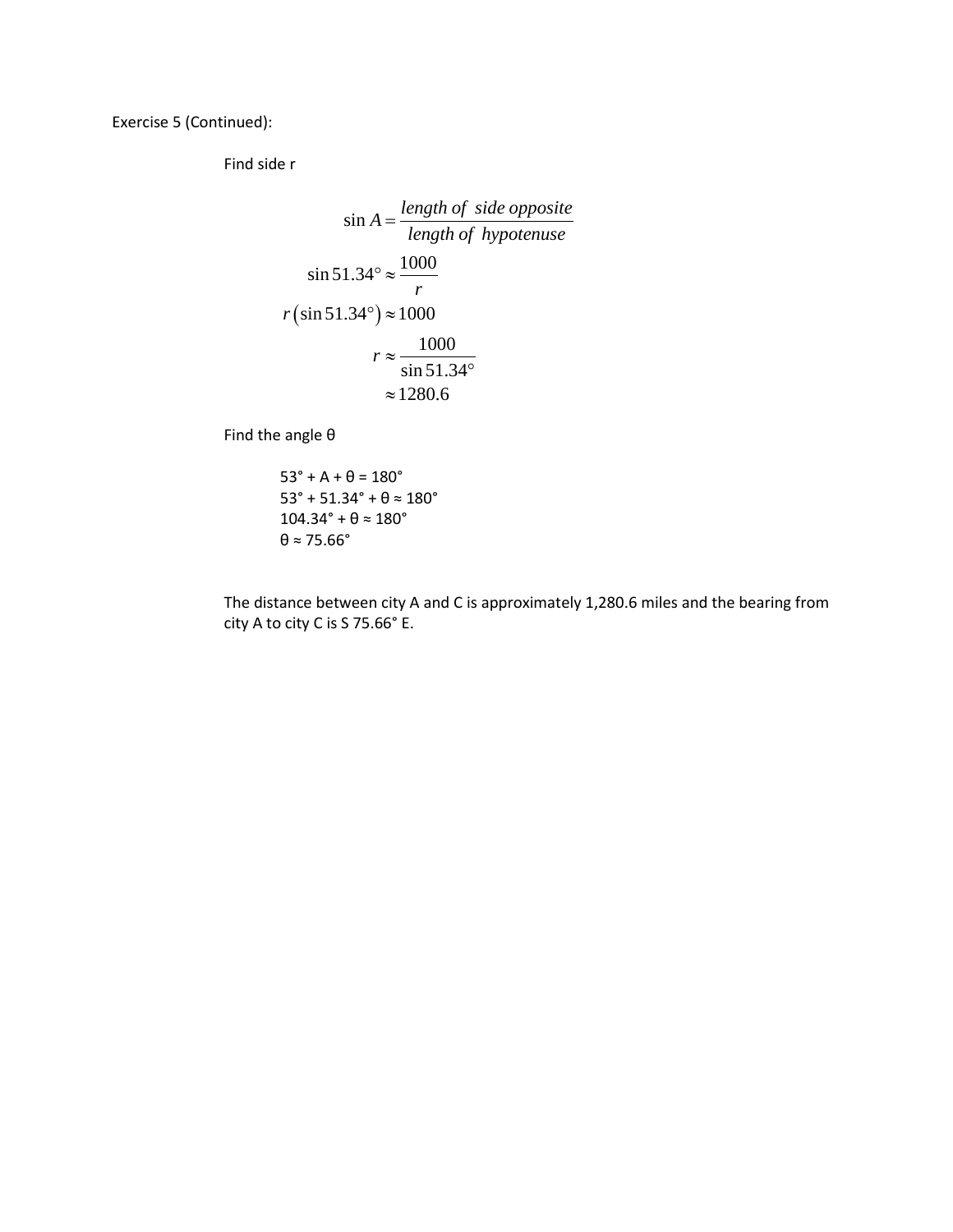Exercise 5 (Continued):

Find side r

$$\sin A = \frac{\textit{length of side opposite}}{\textit{length of hypotenuse}}$$

$$\sin 51.34^\circ \approx \frac{1000}{r}$$

$$r\left(\sin 51.34^\circ\right) \approx 1000$$

$$r \approx \frac{1000}{\sin 51.34^\circ}$$

$$\approx 1280.6$$

Find the angle θ

$53^\circ + A + \theta = 180^\circ$
$53^\circ + 51.34^\circ + \theta \approx 180^\circ$
$104.34^\circ + \theta \approx 180^\circ$
$\theta \approx 75.66^\circ$

The distance between city A and C is approximately 1,280.6 miles and the bearing from city A to city C is S 75.66° E.